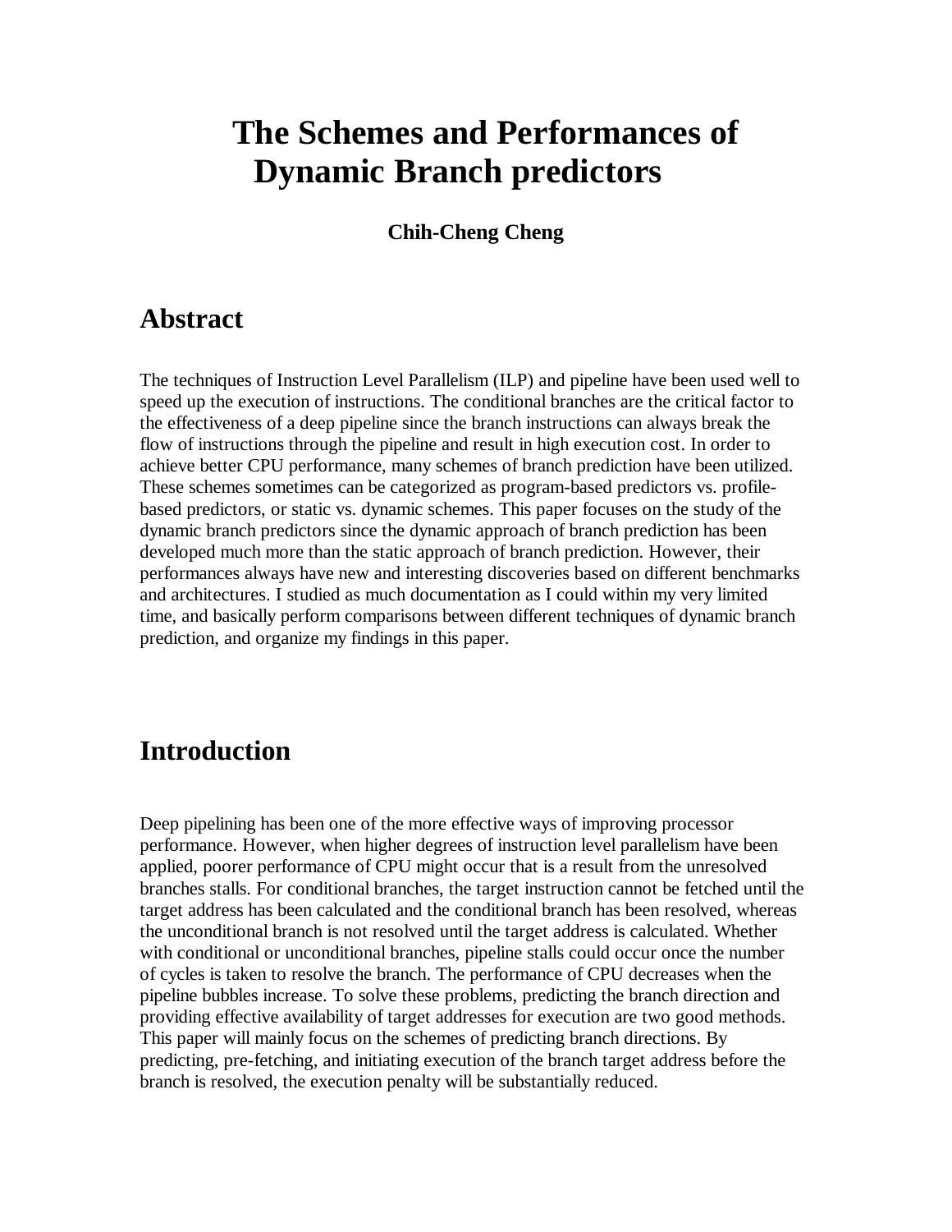# The Schemes and Performances of Dynamic Branch predictors

**Chih-Cheng Cheng**

## Abstract

The techniques of Instruction Level Parallelism (ILP) and pipeline have been used well to speed up the execution of instructions. The conditional branches are the critical factor to the effectiveness of a deep pipeline since the branch instructions can always break the flow of instructions through the pipeline and result in high execution cost. In order to achieve better CPU performance, many schemes of branch prediction have been utilized. These schemes sometimes can be categorized as program-based predictors vs. profile-based predictors, or static vs. dynamic schemes. This paper focuses on the study of the dynamic branch predictors since the dynamic approach of branch prediction has been developed much more than the static approach of branch prediction. However, their performances always have new and interesting discoveries based on different benchmarks and architectures. I studied as much documentation as I could within my very limited time, and basically perform comparisons between different techniques of dynamic branch prediction, and organize my findings in this paper.

## Introduction

Deep pipelining has been one of the more effective ways of improving processor performance. However, when higher degrees of instruction level parallelism have been applied, poorer performance of CPU might occur that is a result from the unresolved branches stalls. For conditional branches, the target instruction cannot be fetched until the target address has been calculated and the conditional branch has been resolved, whereas the unconditional branch is not resolved until the target address is calculated. Whether with conditional or unconditional branches, pipeline stalls could occur once the number of cycles is taken to resolve the branch. The performance of CPU decreases when the pipeline bubbles increase. To solve these problems, predicting the branch direction and providing effective availability of target addresses for execution are two good methods. This paper will mainly focus on the schemes of predicting branch directions. By predicting, pre-fetching, and initiating execution of the branch target address before the branch is resolved, the execution penalty will be substantially reduced.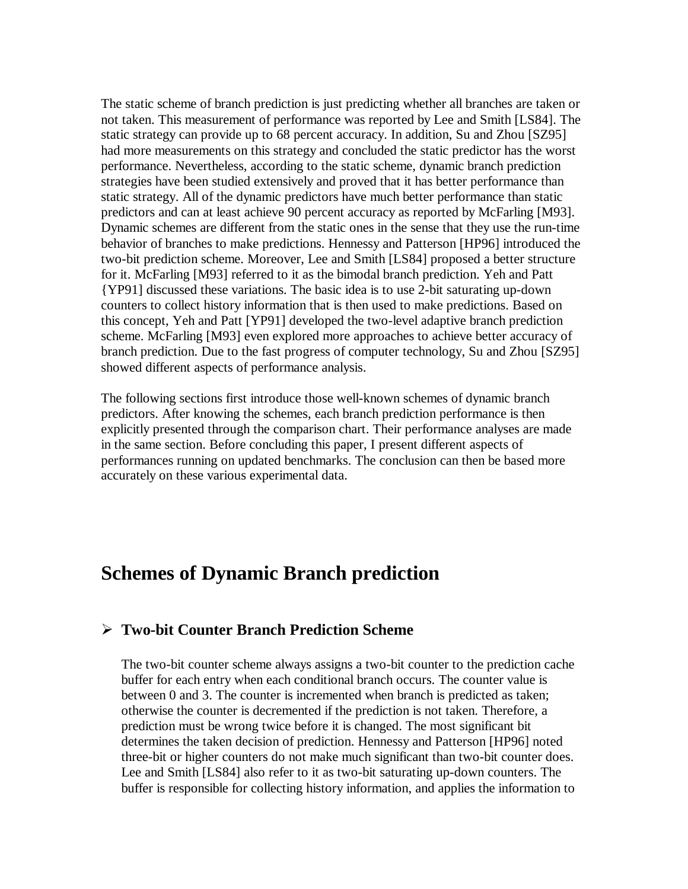The static scheme of branch prediction is just predicting whether all branches are taken or not taken. This measurement of performance was reported by Lee and Smith [LS84]. The static strategy can provide up to 68 percent accuracy. In addition, Su and Zhou [SZ95] had more measurements on this strategy and concluded the static predictor has the worst performance. Nevertheless, according to the static scheme, dynamic branch prediction strategies have been studied extensively and proved that it has better performance than static strategy. All of the dynamic predictors have much better performance than static predictors and can at least achieve 90 percent accuracy as reported by McFarling [M93]. Dynamic schemes are different from the static ones in the sense that they use the run-time behavior of branches to make predictions. Hennessy and Patterson [HP96] introduced the two-bit prediction scheme. Moreover, Lee and Smith [LS84] proposed a better structure for it. McFarling [M93] referred to it as the bimodal branch prediction. Yeh and Patt {YP91] discussed these variations. The basic idea is to use 2-bit saturating up-down counters to collect history information that is then used to make predictions. Based on this concept, Yeh and Patt [YP91] developed the two-level adaptive branch prediction scheme. McFarling [M93] even explored more approaches to achieve better accuracy of branch prediction. Due to the fast progress of computer technology, Su and Zhou [SZ95] showed different aspects of performance analysis.

The following sections first introduce those well-known schemes of dynamic branch predictors. After knowing the schemes, each branch prediction performance is then explicitly presented through the comparison chart. Their performance analyses are made in the same section. Before concluding this paper, I present different aspects of performances running on updated benchmarks. The conclusion can then be based more accurately on these various experimental data.

# Schemes of Dynamic Branch prediction

## Two-bit Counter Branch Prediction Scheme

The two-bit counter scheme always assigns a two-bit counter to the prediction cache buffer for each entry when each conditional branch occurs. The counter value is between 0 and 3. The counter is incremented when branch is predicted as taken; otherwise the counter is decremented if the prediction is not taken. Therefore, a prediction must be wrong twice before it is changed. The most significant bit determines the taken decision of prediction. Hennessy and Patterson [HP96] noted three-bit or higher counters do not make much significant than two-bit counter does. Lee and Smith [LS84] also refer to it as two-bit saturating up-down counters. The buffer is responsible for collecting history information, and applies the information to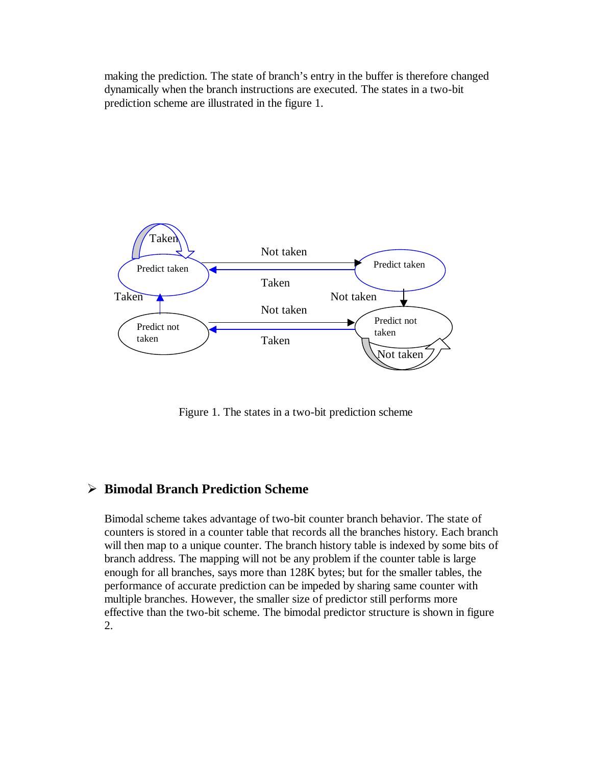making the prediction. The state of branch's entry in the buffer is therefore changed dynamically when the branch instructions are executed. The states in a two-bit prediction scheme are illustrated in the figure 1.

Figure 1. The states in a two-bit prediction scheme

## ➢ Bimodal Branch Prediction Scheme

Bimodal scheme takes advantage of two-bit counter branch behavior. The state of counters is stored in a counter table that records all the branches history. Each branch will then map to a unique counter. The branch history table is indexed by some bits of branch address. The mapping will not be any problem if the counter table is large enough for all branches, says more than 128K bytes; but for the smaller tables, the performance of accurate prediction can be impeded by sharing same counter with multiple branches. However, the smaller size of predictor still performs more effective than the two-bit scheme. The bimodal predictor structure is shown in figure 2.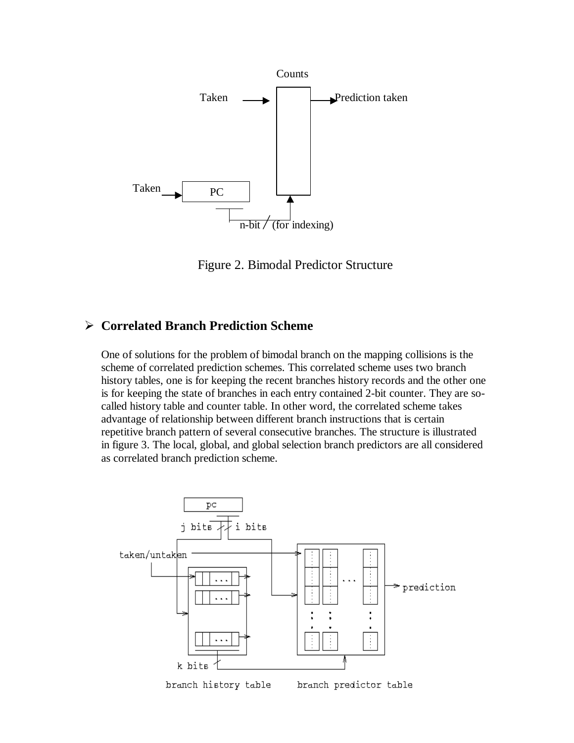Figure 2. Bimodal Predictor Structure

## ➢ Correlated Branch Prediction Scheme

One of solutions for the problem of bimodal branch on the mapping collisions is the scheme of correlated prediction schemes. This correlated scheme uses two branch history tables, one is for keeping the recent branches history records and the other one is for keeping the state of branches in each entry contained 2-bit counter. They are so-called history table and counter table. In other word, the correlated scheme takes advantage of relationship between different branch instructions that is certain repetitive branch pattern of several consecutive branches. The structure is illustrated in figure 3. The local, global, and global selection branch predictors are all considered as correlated branch prediction scheme.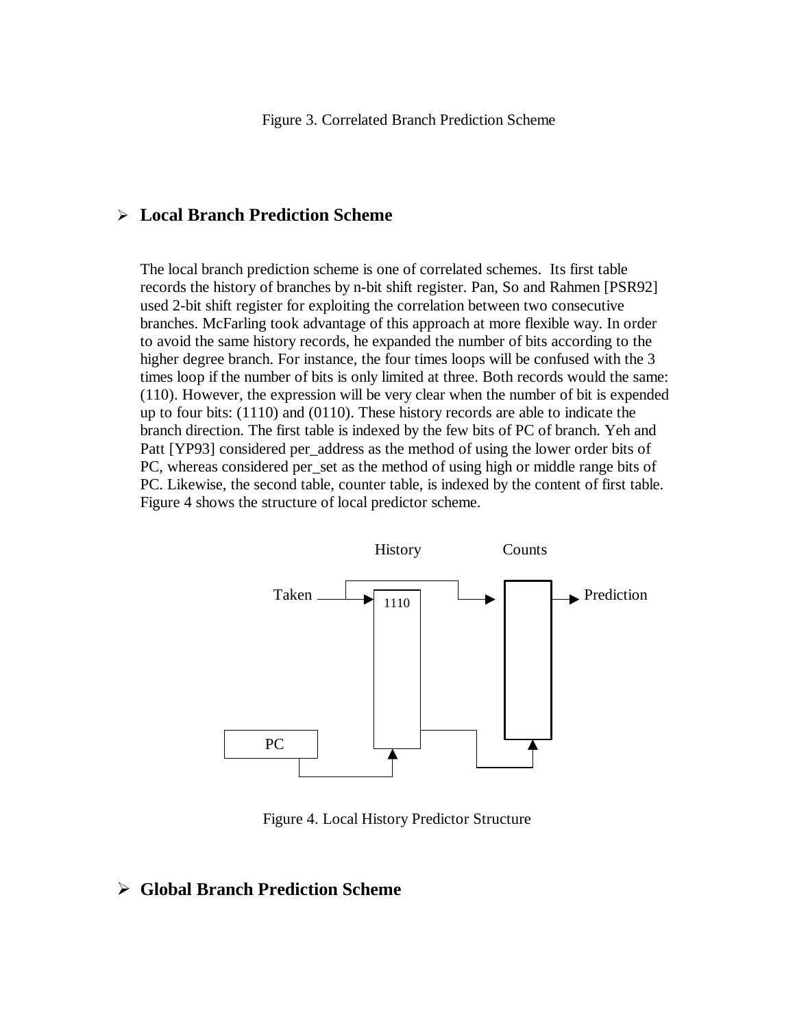Figure 3. Correlated Branch Prediction Scheme

## ➢ Local Branch Prediction Scheme

The local branch prediction scheme is one of correlated schemes. Its first table records the history of branches by n-bit shift register. Pan, So and Rahmen [PSR92] used 2-bit shift register for exploiting the correlation between two consecutive branches. McFarling took advantage of this approach at more flexible way. In order to avoid the same history records, he expanded the number of bits according to the higher degree branch. For instance, the four times loops will be confused with the 3 times loop if the number of bits is only limited at three. Both records would the same: (110). However, the expression will be very clear when the number of bit is expended up to four bits: (1110) and (0110). These history records are able to indicate the branch direction. The first table is indexed by the few bits of PC of branch. Yeh and Patt [YP93] considered per_address as the method of using the lower order bits of PC, whereas considered per_set as the method of using high or middle range bits of PC. Likewise, the second table, counter table, is indexed by the content of first table. Figure 4 shows the structure of local predictor scheme.

History Counts

Taken 1110 Prediction

PC

Figure 4. Local History Predictor Structure

## ➢ Global Branch Prediction Scheme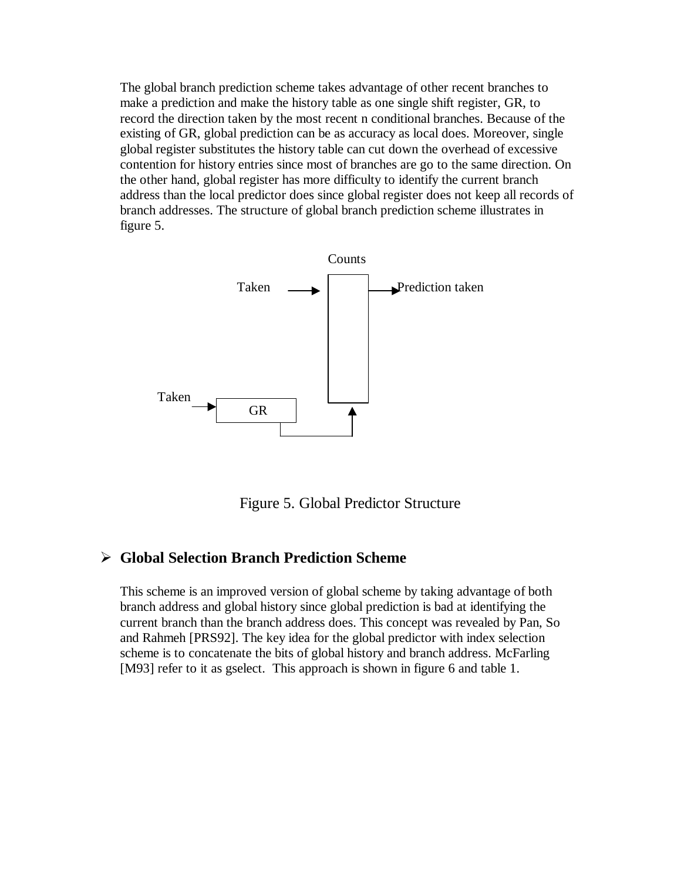The global branch prediction scheme takes advantage of other recent branches to make a prediction and make the history table as one single shift register, GR, to record the direction taken by the most recent n conditional branches. Because of the existing of GR, global prediction can be as accuracy as local does. Moreover, single global register substitutes the history table can cut down the overhead of excessive contention for history entries since most of branches are go to the same direction. On the other hand, global register has more difficulty to identify the current branch address than the local predictor does since global register does not keep all records of branch addresses. The structure of global branch prediction scheme illustrates in figure 5.

Counts

Taken → Prediction taken

Taken → GR

Figure 5. Global Predictor Structure

## ➢ Global Selection Branch Prediction Scheme

This scheme is an improved version of global scheme by taking advantage of both branch address and global history since global prediction is bad at identifying the current branch than the branch address does. This concept was revealed by Pan, So and Rahmeh [PRS92]. The key idea for the global predictor with index selection scheme is to concatenate the bits of global history and branch address. McFarling [M93] refer to it as gselect. This approach is shown in figure 6 and table 1.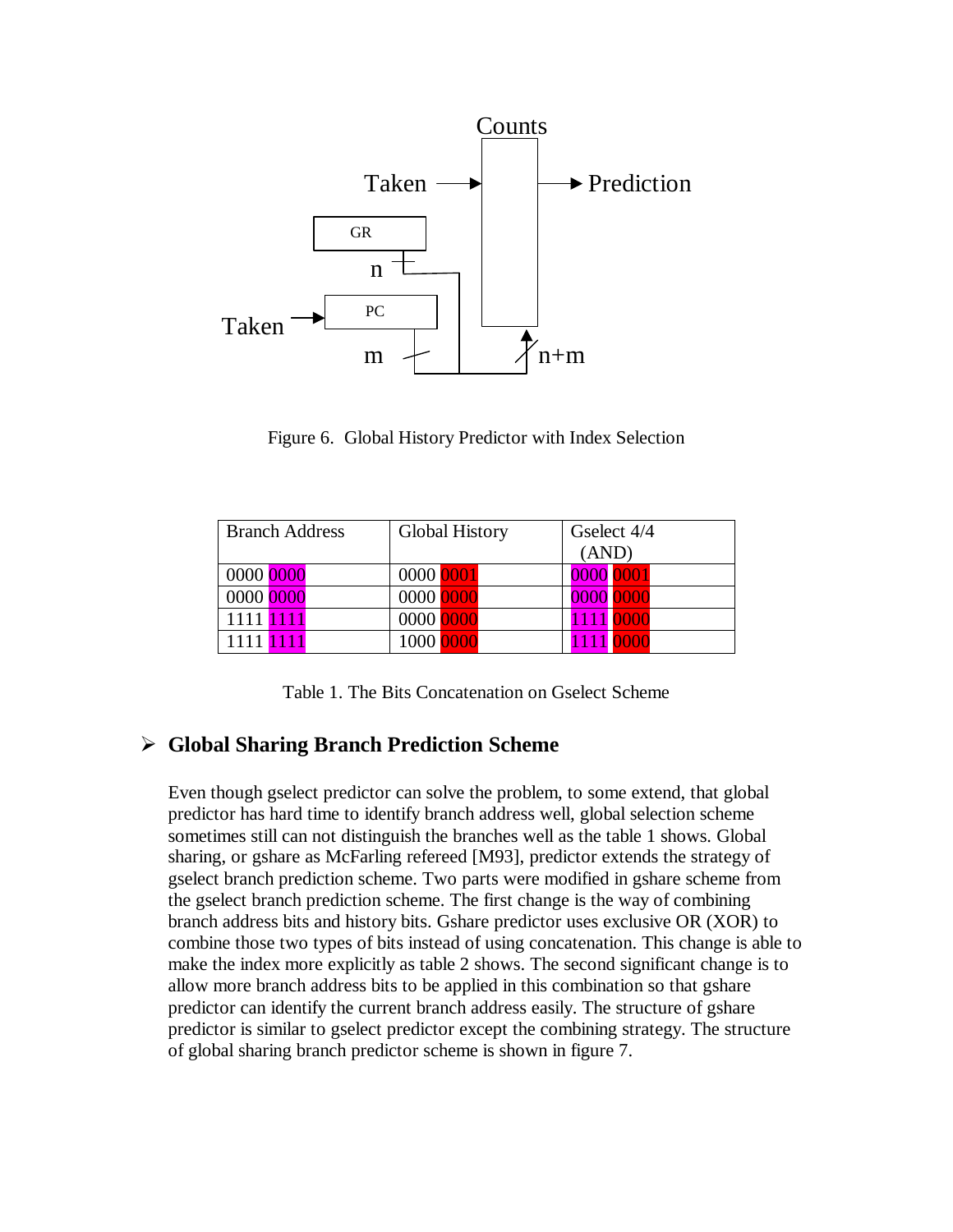Figure 6. Global History Predictor with Index Selection

| Branch Address | Global History | Gselect 4/4 (AND) |
| --- | --- | --- |
| 0000 0000 | 0000 0001 | 0000 0001 |
| 0000 0000 | 0000 0000 | 0000 0000 |
| 1111 1111 | 0000 0000 | 1111 0000 |
| 1111 1111 | 1000 0000 | 1111 0000 |

Table 1. The Bits Concatenation on Gselect Scheme

## Global Sharing Branch Prediction Scheme

Even though gselect predictor can solve the problem, to some extend, that global predictor has hard time to identify branch address well, global selection scheme sometimes still can not distinguish the branches well as the table 1 shows. Global sharing, or gshare as McFarling refereed [M93], predictor extends the strategy of gselect branch prediction scheme. Two parts were modified in gshare scheme from the gselect branch prediction scheme. The first change is the way of combining branch address bits and history bits. Gshare predictor uses exclusive OR (XOR) to combine those two types of bits instead of using concatenation. This change is able to make the index more explicitly as table 2 shows. The second significant change is to allow more branch address bits to be applied in this combination so that gshare predictor can identify the current branch address easily. The structure of gshare predictor is similar to gselect predictor except the combining strategy. The structure of global sharing branch predictor scheme is shown in figure 7.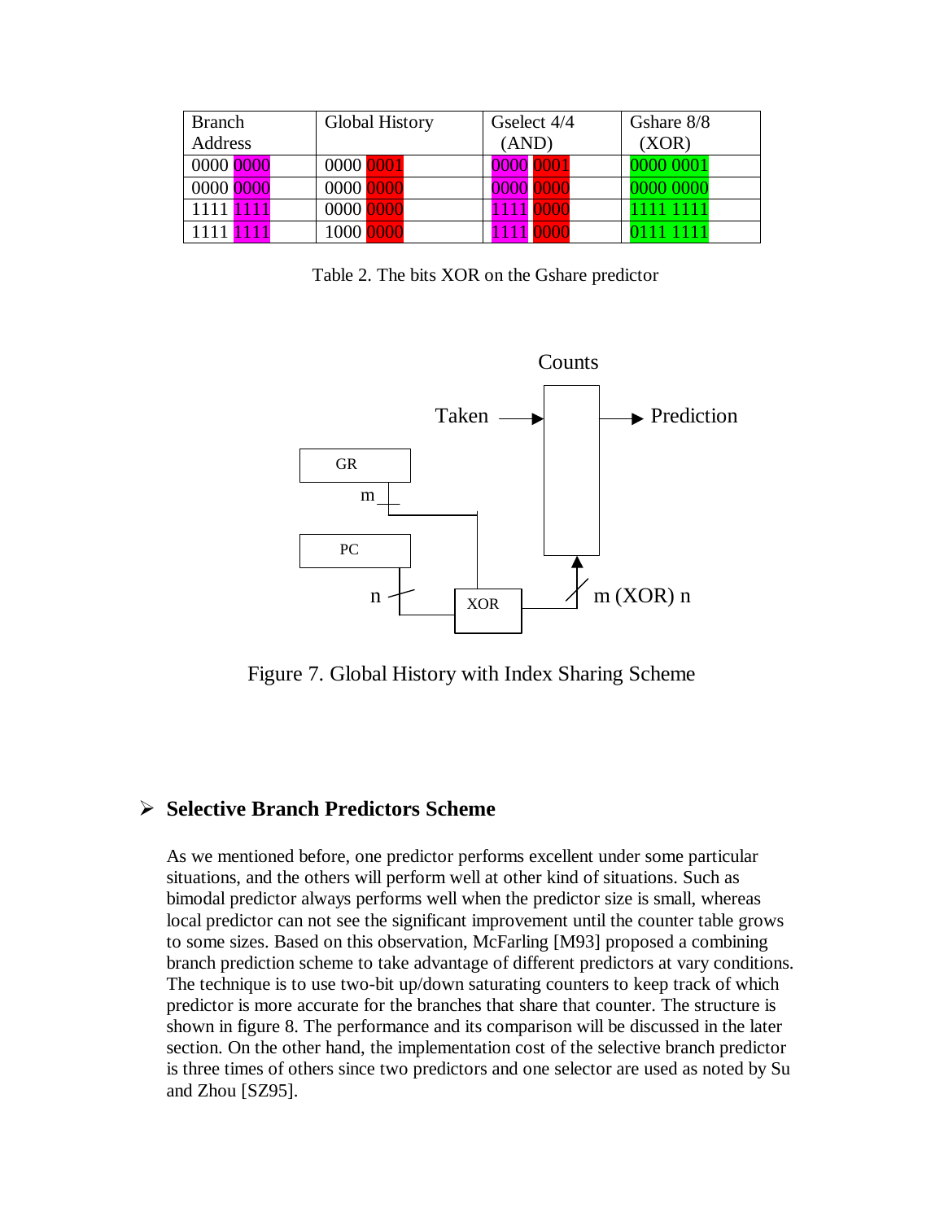| Branch Address | Global History | Gselect 4/4 (AND) | Gshare 8/8 (XOR) |
|---|---|---|---|
| 0000 0000 | 0000 0001 | 0000 0001 | 0000 0001 |
| 0000 0000 | 0000 0000 | 0000 0000 | 0000 0000 |
| 1111 1111 | 0000 0000 | 1111 0000 | 1111 1111 |
| 1111 1111 | 1000 0000 | 1111 0000 | 0111 1111 |

Table 2. The bits XOR on the Gshare predictor

Figure 7. Global History with Index Sharing Scheme

## ➢ Selective Branch Predictors Scheme

As we mentioned before, one predictor performs excellent under some particular situations, and the others will perform well at other kind of situations. Such as bimodal predictor always performs well when the predictor size is small, whereas local predictor can not see the significant improvement until the counter table grows to some sizes. Based on this observation, McFarling [M93] proposed a combining branch prediction scheme to take advantage of different predictors at vary conditions. The technique is to use two-bit up/down saturating counters to keep track of which predictor is more accurate for the branches that share that counter. The structure is shown in figure 8. The performance and its comparison will be discussed in the later section. On the other hand, the implementation cost of the selective branch predictor is three times of others since two predictors and one selector are used as noted by Su and Zhou [SZ95].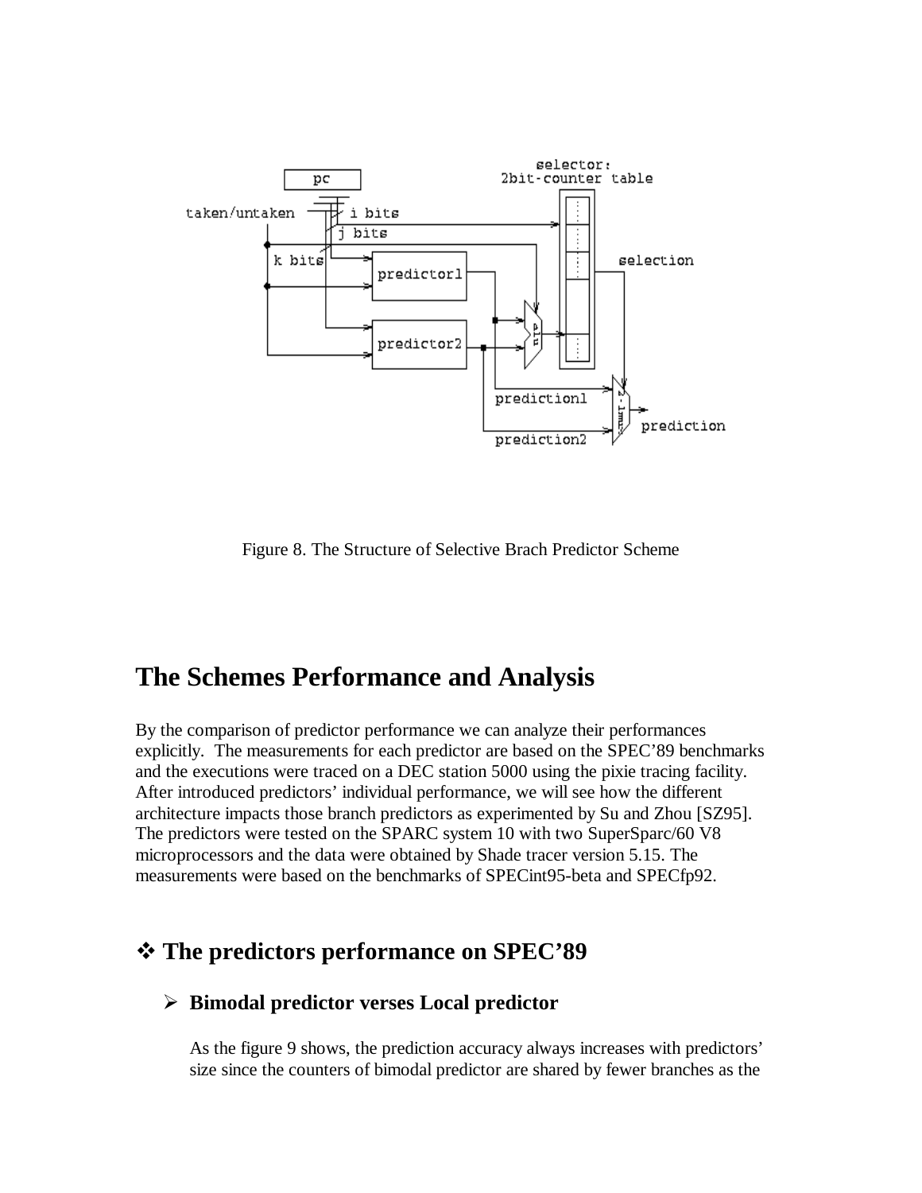Figure 8. The Structure of Selective Brach Predictor Scheme

# The Schemes Performance and Analysis

By the comparison of predictor performance we can analyze their performances explicitly. The measurements for each predictor are based on the SPEC'89 benchmarks and the executions were traced on a DEC station 5000 using the pixie tracing facility. After introduced predictors' individual performance, we will see how the different architecture impacts those branch predictors as experimented by Su and Zhou [SZ95]. The predictors were tested on the SPARC system 10 with two SuperSparc/60 V8 microprocessors and the data were obtained by Shade tracer version 5.15. The measurements were based on the benchmarks of SPECint95-beta and SPECfp92.

## ❖ The predictors performance on SPEC'89

### ➢ Bimodal predictor verses Local predictor

As the figure 9 shows, the prediction accuracy always increases with predictors' size since the counters of bimodal predictor are shared by fewer branches as the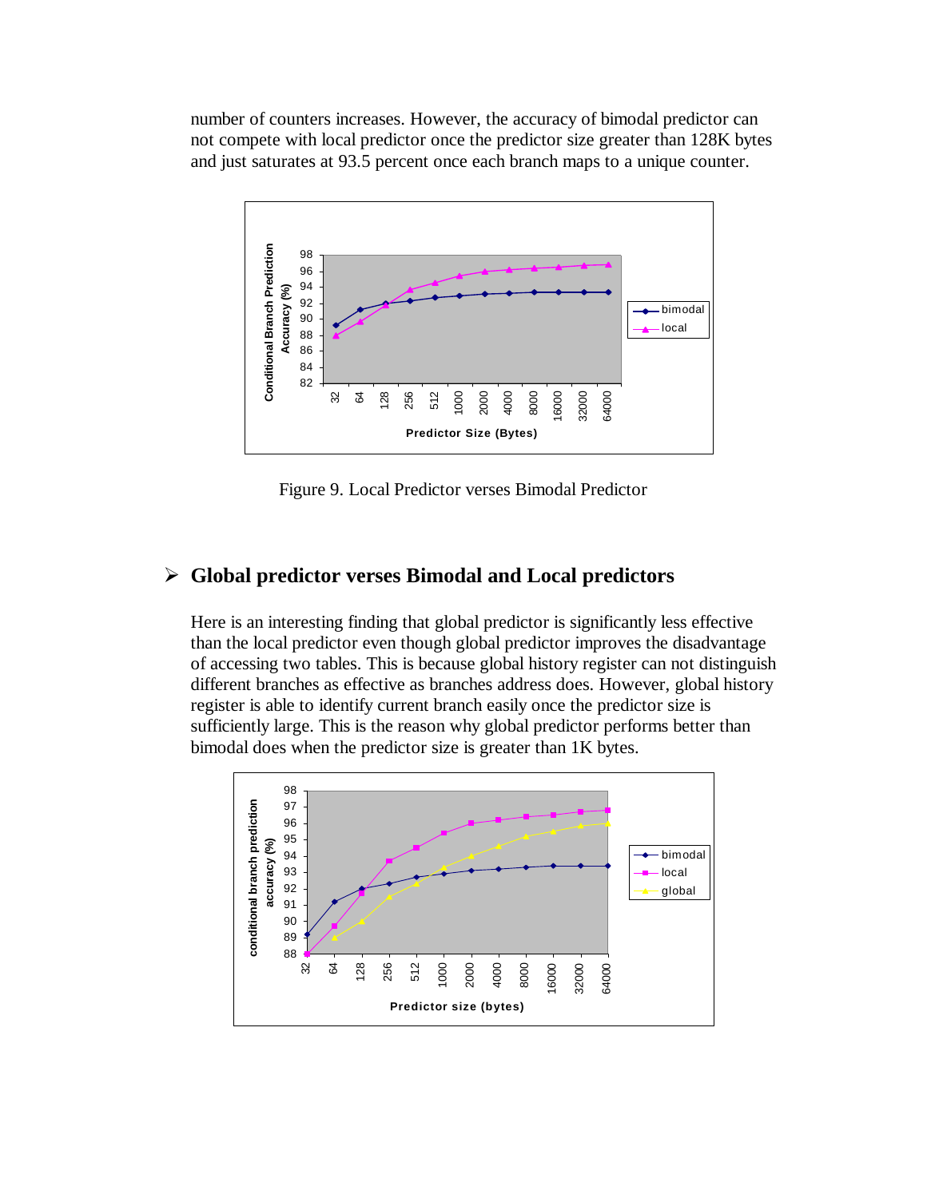number of counters increases. However, the accuracy of bimodal predictor can not compete with local predictor once the predictor size greater than 128K bytes and just saturates at 93.5 percent once each branch maps to a unique counter.

Figure 9. Local Predictor verses Bimodal Predictor

## ➢ Global predictor verses Bimodal and Local predictors

Here is an interesting finding that global predictor is significantly less effective than the local predictor even though global predictor improves the disadvantage of accessing two tables. This is because global history register can not distinguish different branches as effective as branches address does. However, global history register is able to identify current branch easily once the predictor size is sufficiently large. This is the reason why global predictor performs better than bimodal does when the predictor size is greater than 1K bytes.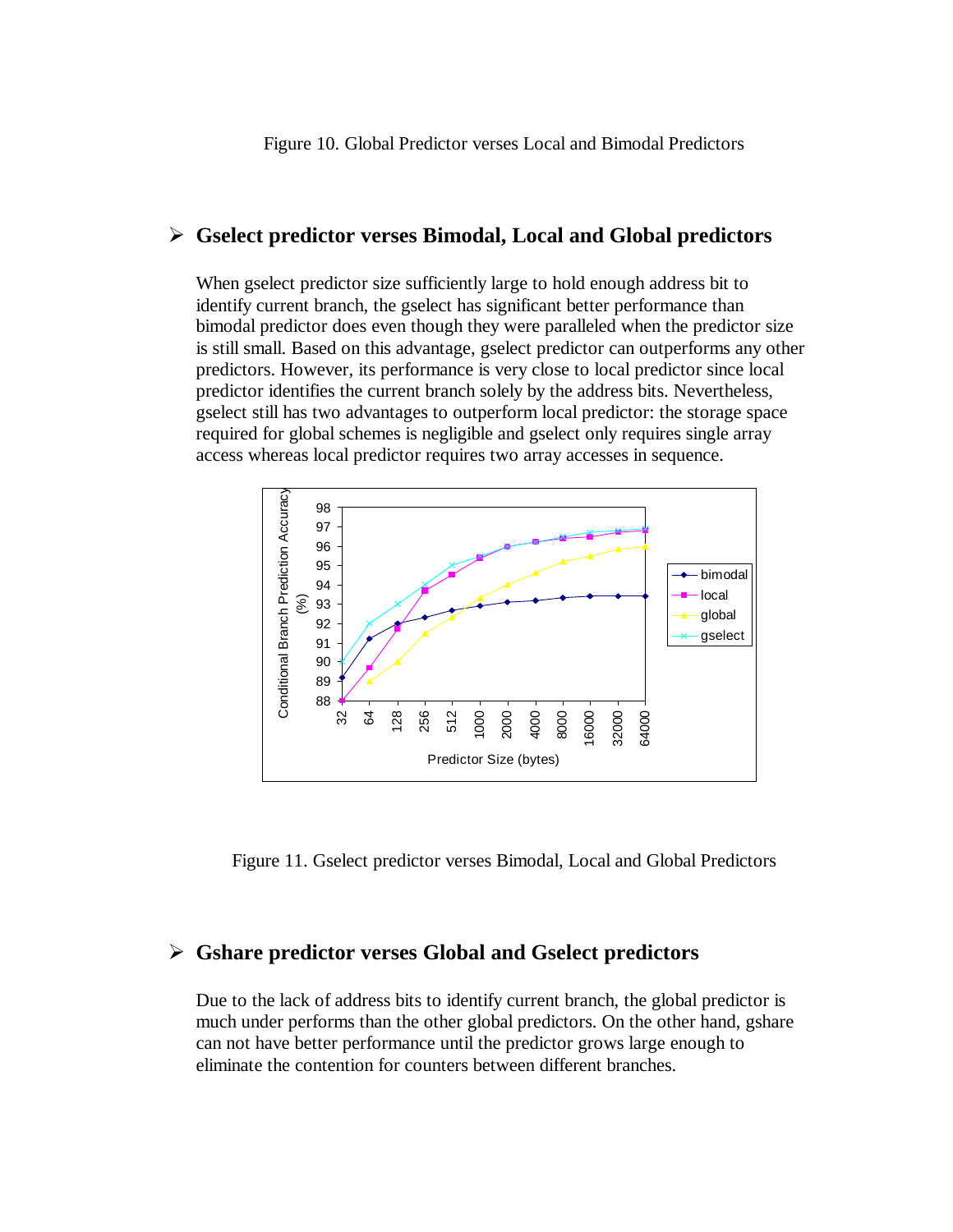Figure 10. Global Predictor verses Local and Bimodal Predictors

## Gselect predictor verses Bimodal, Local and Global predictors

When gselect predictor size sufficiently large to hold enough address bit to identify current branch, the gselect has significant better performance than bimodal predictor does even though they were paralleled when the predictor size is still small. Based on this advantage, gselect predictor can outperforms any other predictors. However, its performance is very close to local predictor since local predictor identifies the current branch solely by the address bits. Nevertheless, gselect still has two advantages to outperform local predictor: the storage space required for global schemes is negligible and gselect only requires single array access whereas local predictor requires two array accesses in sequence.

Figure 11. Gselect predictor verses Bimodal, Local and Global Predictors

## Gshare predictor verses Global and Gselect predictors

Due to the lack of address bits to identify current branch, the global predictor is much under performs than the other global predictors. On the other hand, gshare can not have better performance until the predictor grows large enough to eliminate the contention for counters between different branches.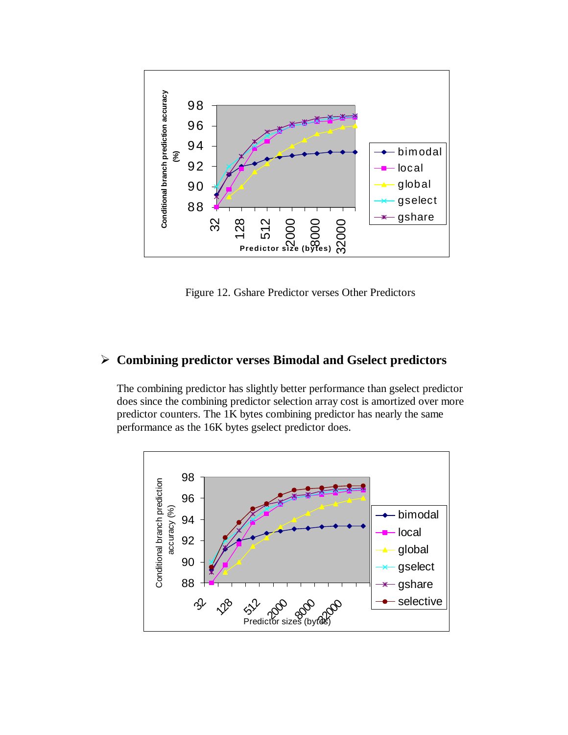Figure 12. Gshare Predictor verses Other Predictors

- **Combining predictor verses Bimodal and Gselect predictors**

The combining predictor has slightly better performance than gselect predictor does since the combining predictor selection array cost is amortized over more predictor counters. The 1K bytes combining predictor has nearly the same performance as the 16K bytes gselect predictor does.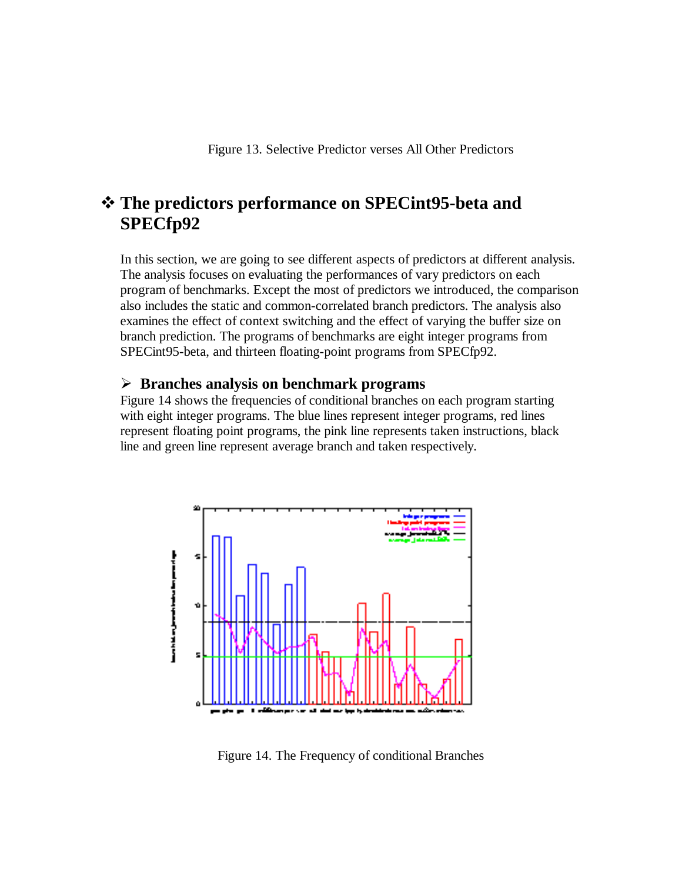Figure 13. Selective Predictor verses All Other Predictors

## ❖ The predictors performance on SPECint95-beta and SPECfp92

In this section, we are going to see different aspects of predictors at different analysis. The analysis focuses on evaluating the performances of vary predictors on each program of benchmarks. Except the most of predictors we introduced, the comparison also includes the static and common-correlated branch predictors. The analysis also examines the effect of context switching and the effect of varying the buffer size on branch prediction. The programs of benchmarks are eight integer programs from SPECint95-beta, and thirteen floating-point programs from SPECfp92.

### ➢ Branches analysis on benchmark programs

Figure 14 shows the frequencies of conditional branches on each program starting with eight integer programs. The blue lines represent integer programs, red lines represent floating point programs, the pink line represents taken instructions, black line and green line represent average branch and taken respectively.

Figure 14. The Frequency of conditional Branches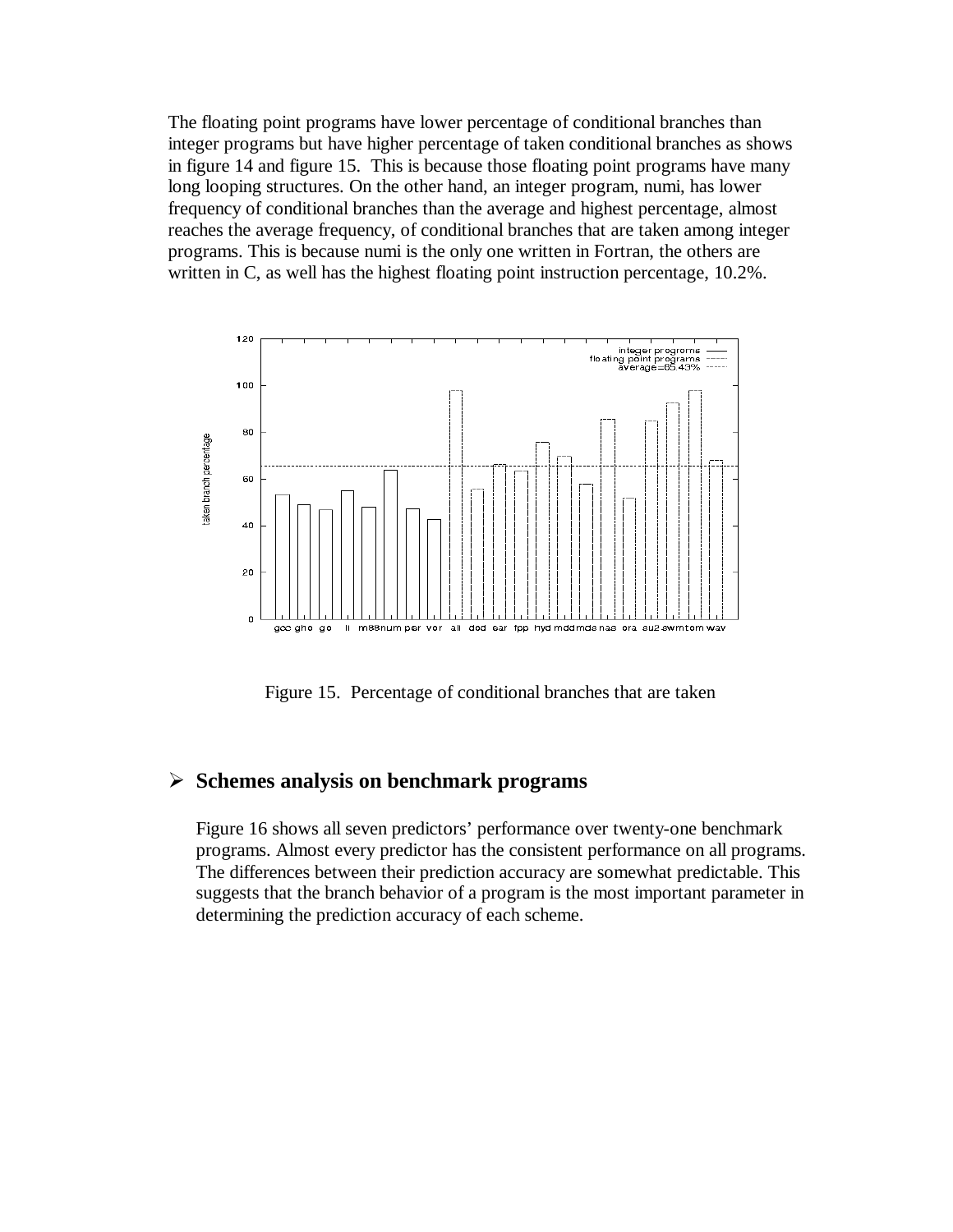The floating point programs have lower percentage of conditional branches than integer programs but have higher percentage of taken conditional branches as shows in figure 14 and figure 15. This is because those floating point programs have many long looping structures. On the other hand, an integer program, numi, has lower frequency of conditional branches than the average and highest percentage, almost reaches the average frequency, of conditional branches that are taken among integer programs. This is because numi is the only one written in Fortran, the others are written in C, as well has the highest floating point instruction percentage, 10.2%.

Figure 15. Percentage of conditional branches that are taken

## ➢ Schemes analysis on benchmark programs

Figure 16 shows all seven predictors' performance over twenty-one benchmark programs. Almost every predictor has the consistent performance on all programs. The differences between their prediction accuracy are somewhat predictable. This suggests that the branch behavior of a program is the most important parameter in determining the prediction accuracy of each scheme.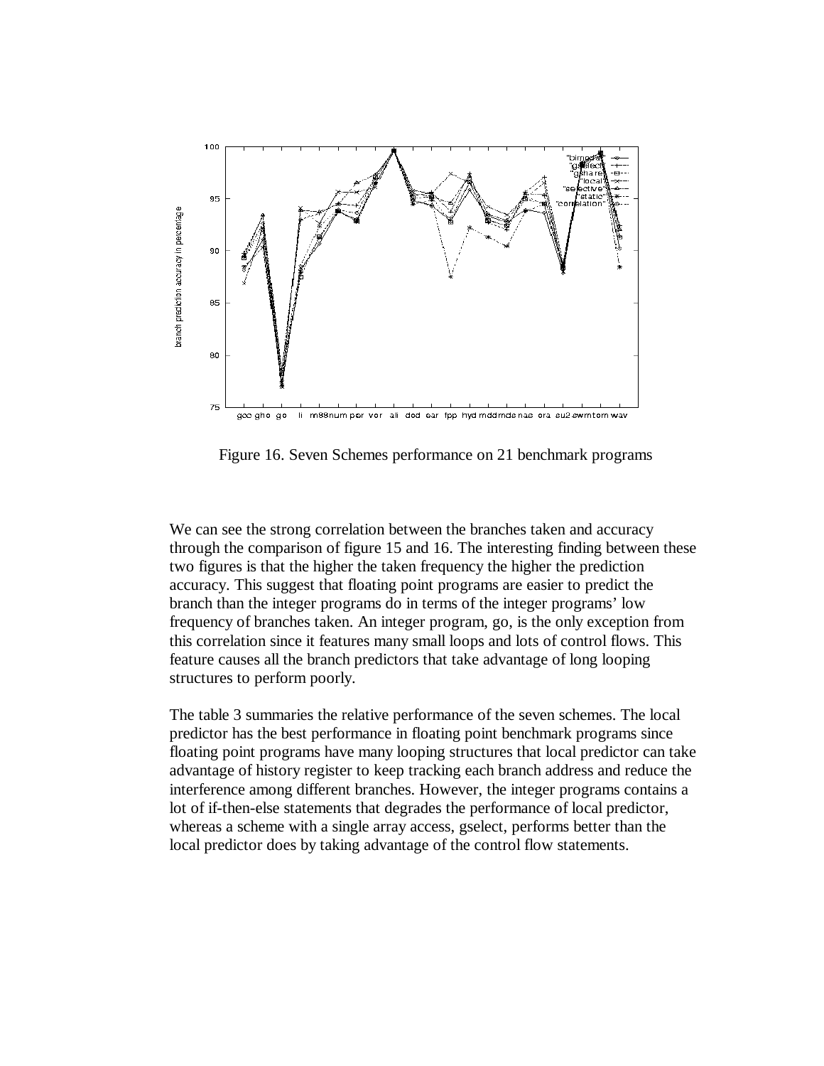Figure 16. Seven Schemes performance on 21 benchmark programs

We can see the strong correlation between the branches taken and accuracy through the comparison of figure 15 and 16. The interesting finding between these two figures is that the higher the taken frequency the higher the prediction accuracy. This suggest that floating point programs are easier to predict the branch than the integer programs do in terms of the integer programs' low frequency of branches taken. An integer program, go, is the only exception from this correlation since it features many small loops and lots of control flows. This feature causes all the branch predictors that take advantage of long looping structures to perform poorly.

The table 3 summaries the relative performance of the seven schemes. The local predictor has the best performance in floating point benchmark programs since floating point programs have many looping structures that local predictor can take advantage of history register to keep tracking each branch address and reduce the interference among different branches. However, the integer programs contains a lot of if-then-else statements that degrades the performance of local predictor, whereas a scheme with a single array access, gselect, performs better than the local predictor does by taking advantage of the control flow statements.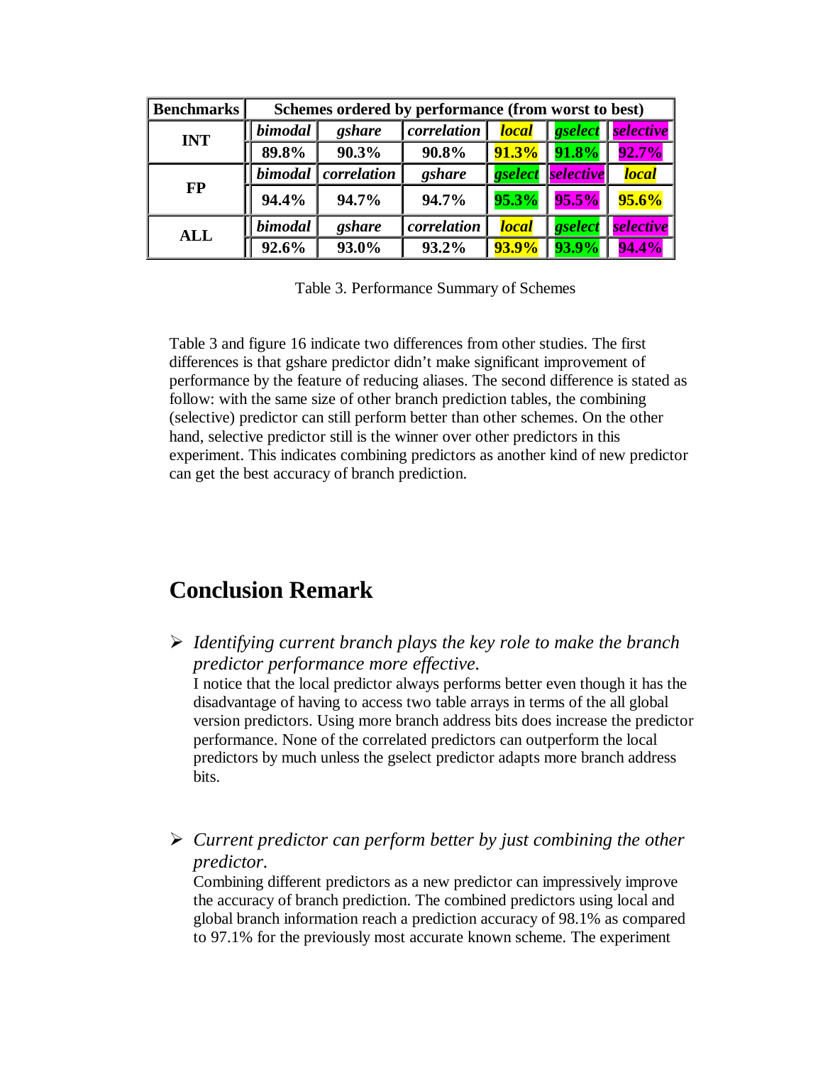| Benchmarks | Schemes ordered by performance (from worst to best) | | | | | |
|---|---|---|---|---|---|---|
| INT | *bimodal* | *gshare* | *correlation* | *local* | *gselect* | *selective* |
| | 89.8% | 90.3% | 90.8% | 91.3% | 91.8% | 92.7% |
| FP | *bimodal* | *correlation* | *gshare* | *gselect* | *selective* | *local* |
| | 94.4% | 94.7% | 94.7% | 95.3% | 95.5% | 95.6% |
| ALL | *bimodal* | *gshare* | *correlation* | *local* | *gselect* | *selective* |
| | 92.6% | 93.0% | 93.2% | 93.9% | 93.9% | 94.4% |

Table 3. Performance Summary of Schemes

Table 3 and figure 16 indicate two differences from other studies. The first differences is that gshare predictor didn't make significant improvement of performance by the feature of reducing aliases. The second difference is stated as follow: with the same size of other branch prediction tables, the combining (selective) predictor can still perform better than other schemes. On the other hand, selective predictor still is the winner over other predictors in this experiment. This indicates combining predictors as another kind of new predictor can get the best accuracy of branch prediction.

## Conclusion Remark

- *Identifying current branch plays the key role to make the branch predictor performance more effective.*
  I notice that the local predictor always performs better even though it has the disadvantage of having to access two table arrays in terms of the all global version predictors. Using more branch address bits does increase the predictor performance. None of the correlated predictors can outperform the local predictors by much unless the gselect predictor adapts more branch address bits.

- *Current predictor can perform better by just combining the other predictor.*
  Combining different predictors as a new predictor can impressively improve the accuracy of branch prediction. The combined predictors using local and global branch information reach a prediction accuracy of 98.1% as compared to 97.1% for the previously most accurate known scheme. The experiment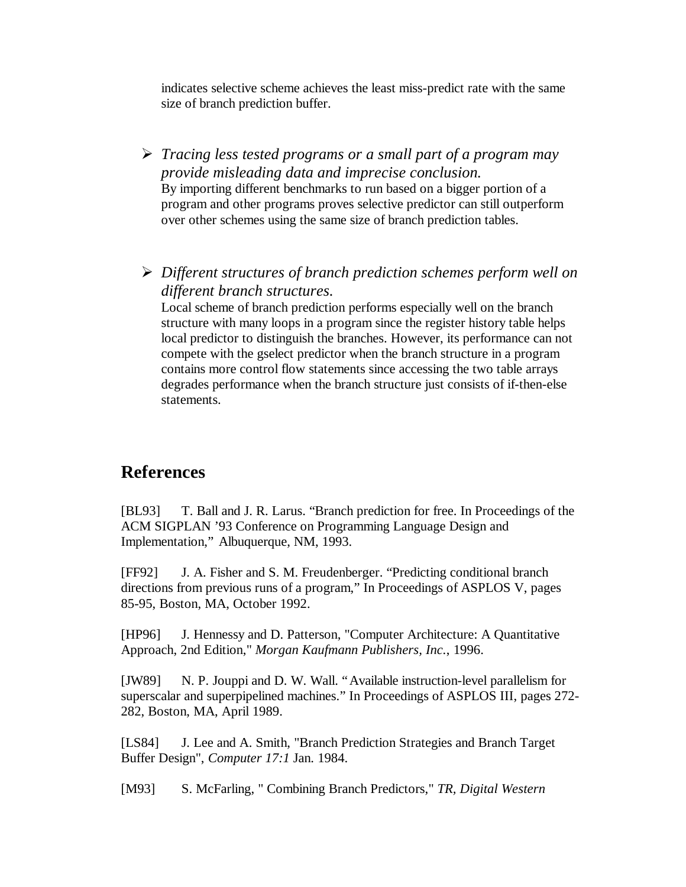indicates selective scheme achieves the least miss-predict rate with the same size of branch prediction buffer.

- *Tracing less tested programs or a small part of a program may provide misleading data and imprecise conclusion.*
  By importing different benchmarks to run based on a bigger portion of a program and other programs proves selective predictor can still outperform over other schemes using the same size of branch prediction tables.

- *Different structures of branch prediction schemes perform well on different branch structures.*
  Local scheme of branch prediction performs especially well on the branch structure with many loops in a program since the register history table helps local predictor to distinguish the branches. However, its performance can not compete with the gselect predictor when the branch structure in a program contains more control flow statements since accessing the two table arrays degrades performance when the branch structure just consists of if-then-else statements.

## References

[BL93] T. Ball and J. R. Larus. "Branch prediction for free. In Proceedings of the ACM SIGPLAN '93 Conference on Programming Language Design and Implementation," Albuquerque, NM, 1993.

[FF92] J. A. Fisher and S. M. Freudenberger. "Predicting conditional branch directions from previous runs of a program," In Proceedings of ASPLOS V, pages 85-95, Boston, MA, October 1992.

[HP96] J. Hennessy and D. Patterson, "Computer Architecture: A Quantitative Approach, 2nd Edition," *Morgan Kaufmann Publishers, Inc.*, 1996.

[JW89] N. P. Jouppi and D. W. Wall. "Available instruction-level parallelism for superscalar and superpipelined machines." In Proceedings of ASPLOS III, pages 272-282, Boston, MA, April 1989.

[LS84] J. Lee and A. Smith, "Branch Prediction Strategies and Branch Target Buffer Design", *Computer 17:1* Jan. 1984.

[M93] S. McFarling, " Combining Branch Predictors," *TR, Digital Western*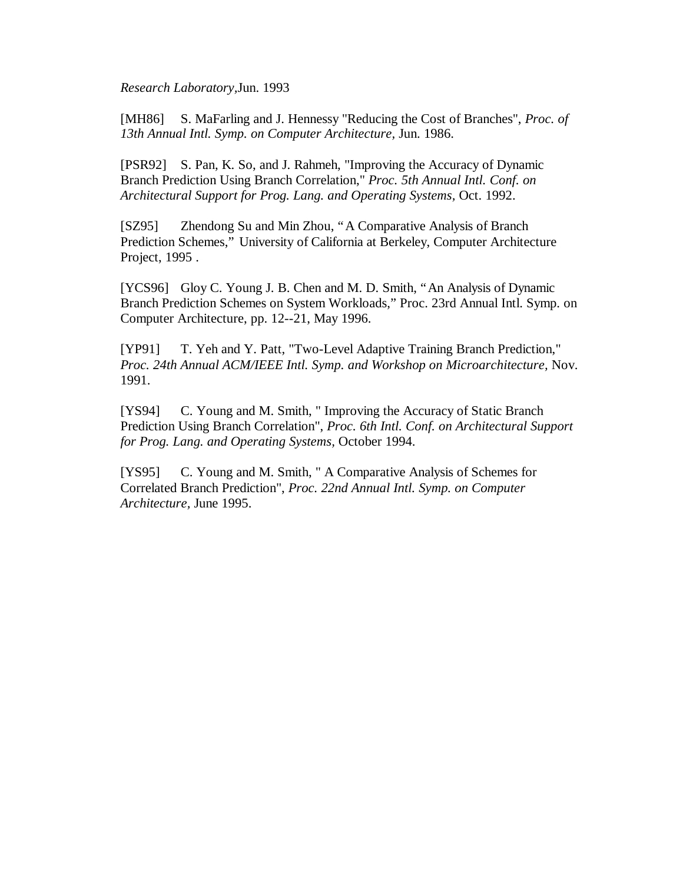*Research Laboratory*,Jun. 1993

[MH86] S. MaFarling and J. Hennessy "Reducing the Cost of Branches", *Proc. of 13th Annual Intl. Symp. on Computer Architecture,* Jun. 1986.

[PSR92] S. Pan, K. So, and J. Rahmeh, "Improving the Accuracy of Dynamic Branch Prediction Using Branch Correlation," *Proc. 5th Annual Intl. Conf. on Architectural Support for Prog. Lang. and Operating Systems,* Oct. 1992.

[SZ95] Zhendong Su and Min Zhou, "A Comparative Analysis of Branch Prediction Schemes," University of California at Berkeley, Computer Architecture Project, 1995 .

[YCS96] Gloy C. Young J. B. Chen and M. D. Smith, "An Analysis of Dynamic Branch Prediction Schemes on System Workloads," Proc. 23rd Annual Intl. Symp. on Computer Architecture, pp. 12--21, May 1996.

[YP91] T. Yeh and Y. Patt, "Two-Level Adaptive Training Branch Prediction," *Proc. 24th Annual ACM/IEEE Intl. Symp. and Workshop on Microarchitecture,* Nov. 1991.

[YS94] C. Young and M. Smith, " Improving the Accuracy of Static Branch Prediction Using Branch Correlation", *Proc. 6th Intl. Conf. on Architectural Support for Prog. Lang. and Operating Systems,* October 1994.

[YS95] C. Young and M. Smith, " A Comparative Analysis of Schemes for Correlated Branch Prediction", *Proc. 22nd Annual Intl. Symp. on Computer Architecture,* June 1995.